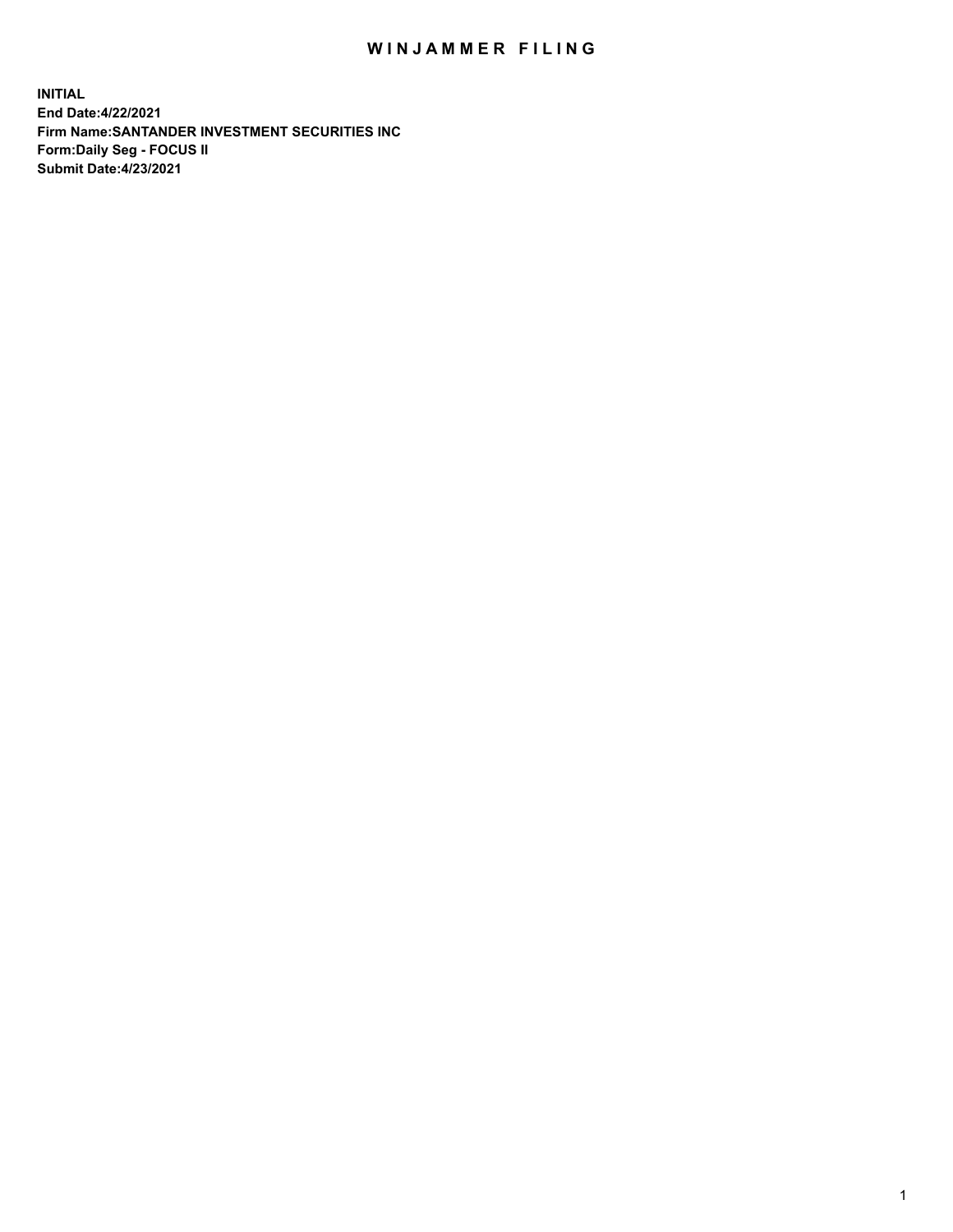# WINJAMMER FILING

**INITIAL**
**End Date:4/22/2021**
**Firm Name:SANTANDER INVESTMENT SECURITIES INC**
**Form:Daily Seg - FOCUS II**
**Submit Date:4/23/2021**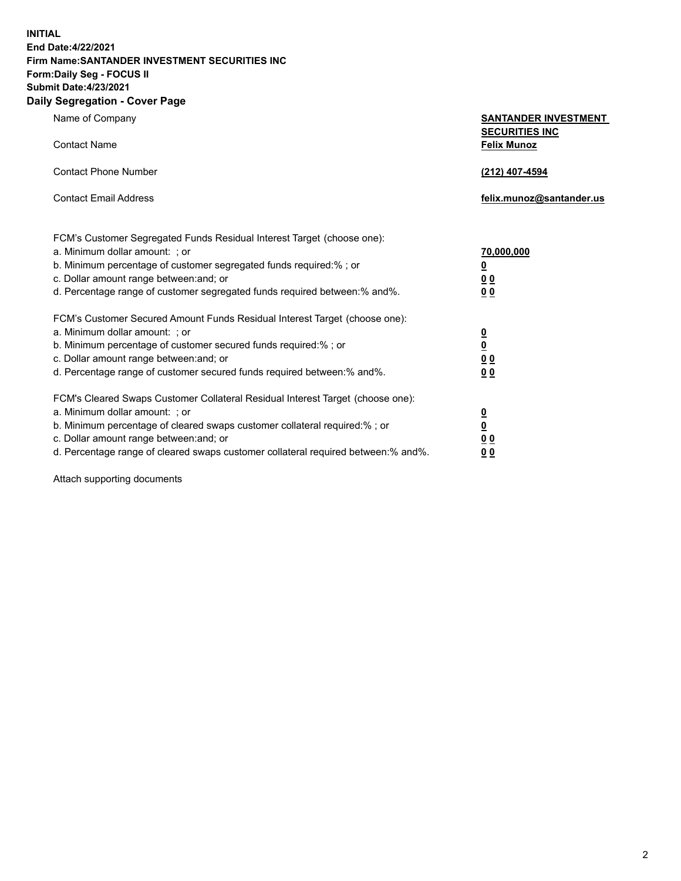**INITIAL**
**End Date:4/22/2021**
**Firm Name:SANTANDER INVESTMENT SECURITIES INC**
**Form:Daily Seg - FOCUS II**
**Submit Date:4/23/2021**

## Daily Segregation - Cover Page

| | |
|---|---|
| Name of Company | **SANTANDER INVESTMENT SECURITIES INC** |
| Contact Name | **Felix Munoz** |
| Contact Phone Number | **(212) 407-4594** |
| Contact Email Address | **felix.munoz@santander.us** |

| | |
|---|---|
| FCM's Customer Segregated Funds Residual Interest Target (choose one): | |
| a. Minimum dollar amount: ; or | **70,000,000** |
| b. Minimum percentage of customer segregated funds required:% ; or | **0** |
| c. Dollar amount range between:and; or | **0 0** |
| d. Percentage range of customer segregated funds required between:% and%. | **0 0** |
| FCM's Customer Secured Amount Funds Residual Interest Target (choose one): | |
| a. Minimum dollar amount: ; or | **0** |
| b. Minimum percentage of customer secured funds required:% ; or | **0** |
| c. Dollar amount range between:and; or | **0 0** |
| d. Percentage range of customer secured funds required between:% and%. | **0 0** |
| FCM's Cleared Swaps Customer Collateral Residual Interest Target (choose one): | |
| a. Minimum dollar amount: ; or | **0** |
| b. Minimum percentage of cleared swaps customer collateral required:% ; or | **0** |
| c. Dollar amount range between:and; or | **0 0** |
| d. Percentage range of cleared swaps customer collateral required between:% and%. | **0 0** |

Attach supporting documents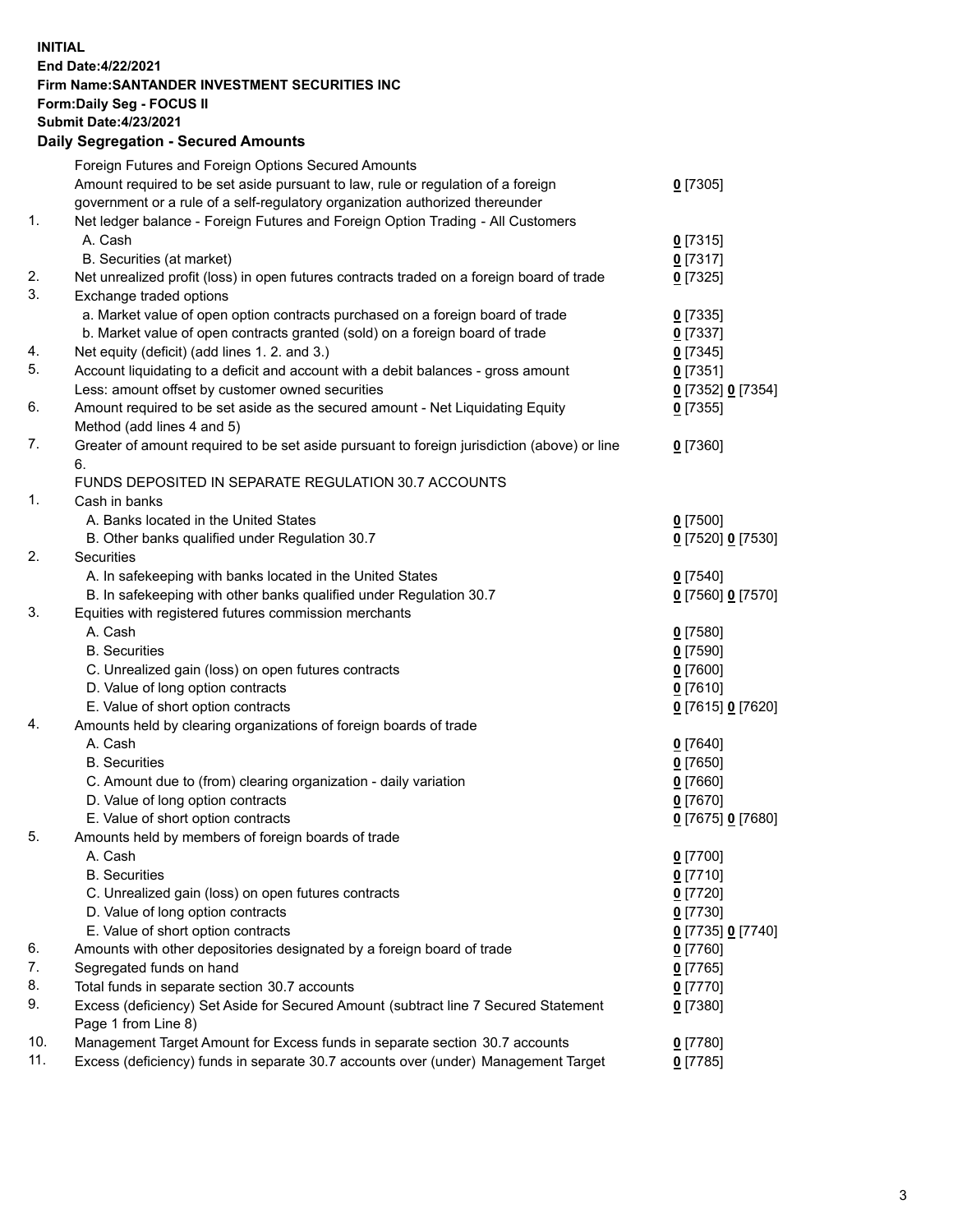**INITIAL**
**End Date:4/22/2021**
**Firm Name:SANTANDER INVESTMENT SECURITIES INC**
**Form:Daily Seg - FOCUS II**
**Submit Date:4/23/2021**

### Daily Segregation - Secured Amounts

| | | |
|---|---|---|
| | Foreign Futures and Foreign Options Secured Amounts | |
| | Amount required to be set aside pursuant to law, rule or regulation of a foreign government or a rule of a self-regulatory organization authorized thereunder | 0 [7305] |
| 1. | Net ledger balance - Foreign Futures and Foreign Option Trading - All Customers | |
| | A. Cash | 0 [7315] |
| | B. Securities (at market) | 0 [7317] |
| 2. | Net unrealized profit (loss) in open futures contracts traded on a foreign board of trade | 0 [7325] |
| 3. | Exchange traded options | |
| | a. Market value of open option contracts purchased on a foreign board of trade | 0 [7335] |
| | b. Market value of open contracts granted (sold) on a foreign board of trade | 0 [7337] |
| 4. | Net equity (deficit) (add lines 1. 2. and 3.) | 0 [7345] |
| 5. | Account liquidating to a deficit and account with a debit balances - gross amount | 0 [7351] |
| | Less: amount offset by customer owned securities | 0 [7352] 0 [7354] |
| 6. | Amount required to be set aside as the secured amount - Net Liquidating Equity Method (add lines 4 and 5) | 0 [7355] |
| 7. | Greater of amount required to be set aside pursuant to foreign jurisdiction (above) or line 6. | 0 [7360] |
| | FUNDS DEPOSITED IN SEPARATE REGULATION 30.7 ACCOUNTS | |
| 1. | Cash in banks | |
| | A. Banks located in the United States | 0 [7500] |
| | B. Other banks qualified under Regulation 30.7 | 0 [7520] 0 [7530] |
| 2. | Securities | |
| | A. In safekeeping with banks located in the United States | 0 [7540] |
| | B. In safekeeping with other banks qualified under Regulation 30.7 | 0 [7560] 0 [7570] |
| 3. | Equities with registered futures commission merchants | |
| | A. Cash | 0 [7580] |
| | B. Securities | 0 [7590] |
| | C. Unrealized gain (loss) on open futures contracts | 0 [7600] |
| | D. Value of long option contracts | 0 [7610] |
| | E. Value of short option contracts | 0 [7615] 0 [7620] |
| 4. | Amounts held by clearing organizations of foreign boards of trade | |
| | A. Cash | 0 [7640] |
| | B. Securities | 0 [7650] |
| | C. Amount due to (from) clearing organization - daily variation | 0 [7660] |
| | D. Value of long option contracts | 0 [7670] |
| | E. Value of short option contracts | 0 [7675] 0 [7680] |
| 5. | Amounts held by members of foreign boards of trade | |
| | A. Cash | 0 [7700] |
| | B. Securities | 0 [7710] |
| | C. Unrealized gain (loss) on open futures contracts | 0 [7720] |
| | D. Value of long option contracts | 0 [7730] |
| | E. Value of short option contracts | 0 [7735] 0 [7740] |
| 6. | Amounts with other depositories designated by a foreign board of trade | 0 [7760] |
| 7. | Segregated funds on hand | 0 [7765] |
| 8. | Total funds in separate section 30.7 accounts | 0 [7770] |
| 9. | Excess (deficiency) Set Aside for Secured Amount (subtract line 7 Secured Statement Page 1 from Line 8) | 0 [7380] |
| 10. | Management Target Amount for Excess funds in separate section 30.7 accounts | 0 [7780] |
| 11. | Excess (deficiency) funds in separate 30.7 accounts over (under) Management Target | 0 [7785] |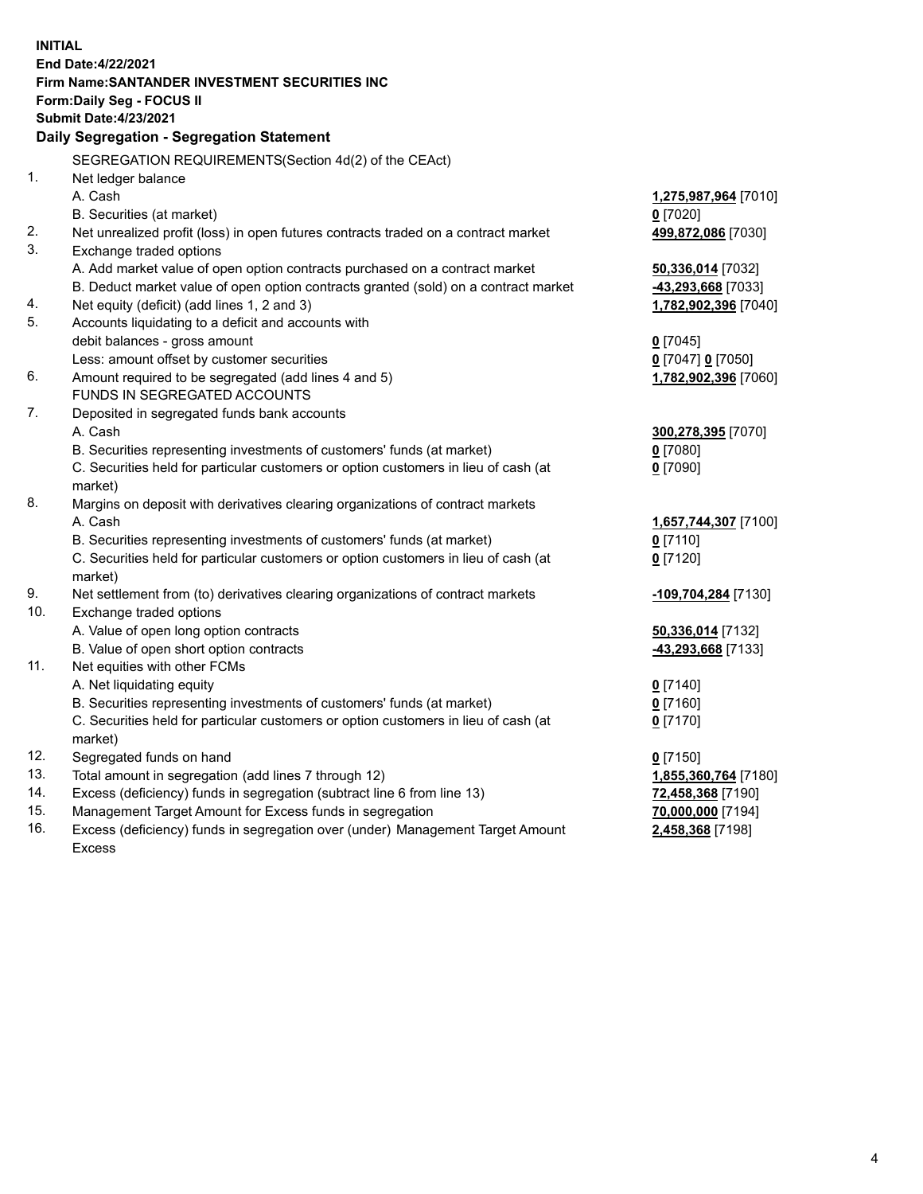**INITIAL**
**End Date:4/22/2021**
**Firm Name:SANTANDER INVESTMENT SECURITIES INC**
**Form:Daily Seg - FOCUS II**
**Submit Date:4/23/2021**

## Daily Segregation - Segregation Statement

| | | |
|---|---|---|
| | SEGREGATION REQUIREMENTS(Section 4d(2) of the CEAct) | |
| 1. | Net ledger balance | |
| | A. Cash | **1,275,987,964** [7010] |
| | B. Securities (at market) | **0** [7020] |
| 2. | Net unrealized profit (loss) in open futures contracts traded on a contract market | **499,872,086** [7030] |
| 3. | Exchange traded options | |
| | A. Add market value of open option contracts purchased on a contract market | **50,336,014** [7032] |
| | B. Deduct market value of open option contracts granted (sold) on a contract market | **-43,293,668** [7033] |
| 4. | Net equity (deficit) (add lines 1, 2 and 3) | **1,782,902,396** [7040] |
| 5. | Accounts liquidating to a deficit and accounts with debit balances - gross amount | **0** [7045] |
| | Less: amount offset by customer securities | **0** [7047] **0** [7050] |
| 6. | Amount required to be segregated (add lines 4 and 5) | **1,782,902,396** [7060] |
| | FUNDS IN SEGREGATED ACCOUNTS | |
| 7. | Deposited in segregated funds bank accounts | |
| | A. Cash | **300,278,395** [7070] |
| | B. Securities representing investments of customers' funds (at market) | **0** [7080] |
| | C. Securities held for particular customers or option customers in lieu of cash (at market) | **0** [7090] |
| 8. | Margins on deposit with derivatives clearing organizations of contract markets | |
| | A. Cash | **1,657,744,307** [7100] |
| | B. Securities representing investments of customers' funds (at market) | **0** [7110] |
| | C. Securities held for particular customers or option customers in lieu of cash (at market) | **0** [7120] |
| 9. | Net settlement from (to) derivatives clearing organizations of contract markets | **-109,704,284** [7130] |
| 10. | Exchange traded options | |
| | A. Value of open long option contracts | **50,336,014** [7132] |
| | B. Value of open short option contracts | **-43,293,668** [7133] |
| 11. | Net equities with other FCMs | |
| | A. Net liquidating equity | **0** [7140] |
| | B. Securities representing investments of customers' funds (at market) | **0** [7160] |
| | C. Securities held for particular customers or option customers in lieu of cash (at market) | **0** [7170] |
| 12. | Segregated funds on hand | **0** [7150] |
| 13. | Total amount in segregation (add lines 7 through 12) | **1,855,360,764** [7180] |
| 14. | Excess (deficiency) funds in segregation (subtract line 6 from line 13) | **72,458,368** [7190] |
| 15. | Management Target Amount for Excess funds in segregation | **70,000,000** [7194] |
| 16. | Excess (deficiency) funds in segregation over (under) Management Target Amount Excess | **2,458,368** [7198] |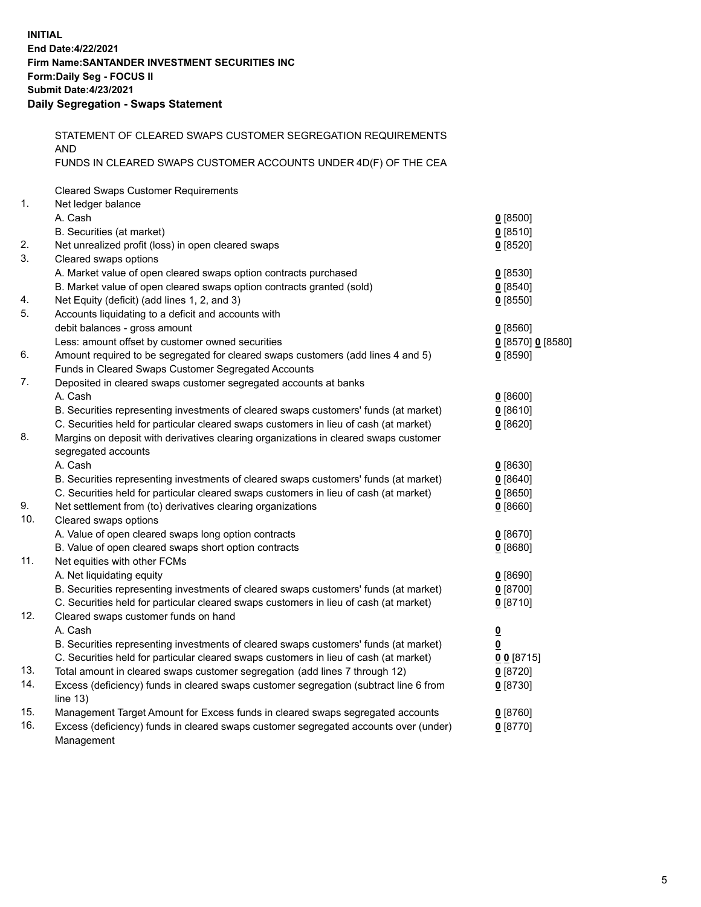**INITIAL**
**End Date:4/22/2021**
**Firm Name:SANTANDER INVESTMENT SECURITIES INC**
**Form:Daily Seg - FOCUS II**
**Submit Date:4/23/2021**
**Daily Segregation - Swaps Statement**

STATEMENT OF CLEARED SWAPS CUSTOMER SEGREGATION REQUIREMENTS AND FUNDS IN CLEARED SWAPS CUSTOMER ACCOUNTS UNDER 4D(F) OF THE CEA

| | | |
|---|---|---|
| | Cleared Swaps Customer Requirements | |
| 1. | Net ledger balance | |
| | A. Cash | 0 [8500] |
| | B. Securities (at market) | 0 [8510] |
| 2. | Net unrealized profit (loss) in open cleared swaps | 0 [8520] |
| 3. | Cleared swaps options | |
| | A. Market value of open cleared swaps option contracts purchased | 0 [8530] |
| | B. Market value of open cleared swaps option contracts granted (sold) | 0 [8540] |
| 4. | Net Equity (deficit) (add lines 1, 2, and 3) | 0 [8550] |
| 5. | Accounts liquidating to a deficit and accounts with debit balances - gross amount | 0 [8560] |
| | Less: amount offset by customer owned securities | 0 [8570] 0 [8580] |
| 6. | Amount required to be segregated for cleared swaps customers (add lines 4 and 5) | 0 [8590] |
| | Funds in Cleared Swaps Customer Segregated Accounts | |
| 7. | Deposited in cleared swaps customer segregated accounts at banks | |
| | A. Cash | 0 [8600] |
| | B. Securities representing investments of cleared swaps customers' funds (at market) | 0 [8610] |
| | C. Securities held for particular cleared swaps customers in lieu of cash (at market) | 0 [8620] |
| 8. | Margins on deposit with derivatives clearing organizations in cleared swaps customer segregated accounts | |
| | A. Cash | 0 [8630] |
| | B. Securities representing investments of cleared swaps customers' funds (at market) | 0 [8640] |
| | C. Securities held for particular cleared swaps customers in lieu of cash (at market) | 0 [8650] |
| 9. | Net settlement from (to) derivatives clearing organizations | 0 [8660] |
| 10. | Cleared swaps options | |
| | A. Value of open cleared swaps long option contracts | 0 [8670] |
| | B. Value of open cleared swaps short option contracts | 0 [8680] |
| 11. | Net equities with other FCMs | |
| | A. Net liquidating equity | 0 [8690] |
| | B. Securities representing investments of cleared swaps customers' funds (at market) | 0 [8700] |
| | C. Securities held for particular cleared swaps customers in lieu of cash (at market) | 0 [8710] |
| 12. | Cleared swaps customer funds on hand | |
| | A. Cash | 0 |
| | B. Securities representing investments of cleared swaps customers' funds (at market) | 0 |
| | C. Securities held for particular cleared swaps customers in lieu of cash (at market) | 0 0 [8715] |
| 13. | Total amount in cleared swaps customer segregation (add lines 7 through 12) | 0 [8720] |
| 14. | Excess (deficiency) funds in cleared swaps customer segregation (subtract line 6 from line 13) | 0 [8730] |
| 15. | Management Target Amount for Excess funds in cleared swaps segregated accounts | 0 [8760] |
| 16. | Excess (deficiency) funds in cleared swaps customer segregated accounts over (under) Management | 0 [8770] |